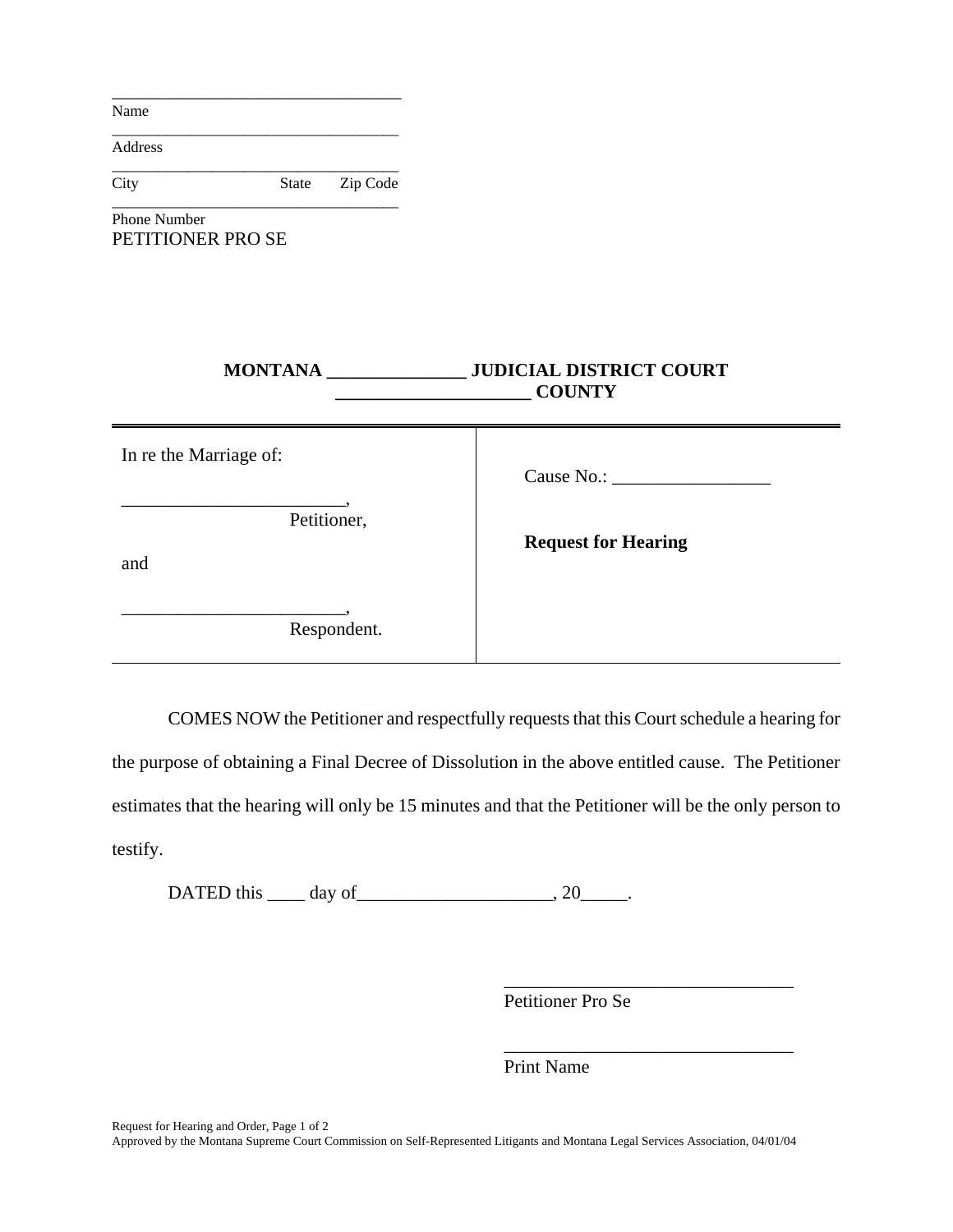\_\_\_\_\_\_\_\_\_\_\_\_\_\_\_\_\_\_\_\_\_\_\_\_\_\_\_\_\_\_\_\_\_\_\_
Name

\_\_\_\_\_\_\_\_\_\_\_\_\_\_\_\_\_\_\_\_\_\_\_\_\_\_\_\_\_\_\_\_\_\_\_
Address

\_\_\_\_\_\_\_\_\_\_\_\_\_\_\_\_\_\_\_\_\_\_\_\_\_\_\_\_\_\_\_\_\_\_\_
City State Zip Code

\_\_\_\_\_\_\_\_\_\_\_\_\_\_\_\_\_\_\_\_\_\_\_\_\_\_\_\_\_\_\_\_\_\_\_
Phone Number
PETITIONER PRO SE

**MONTANA \_\_\_\_\_\_\_\_\_\_\_\_\_\_\_ JUDICIAL DISTRICT COURT**
**\_\_\_\_\_\_\_\_\_\_\_\_\_\_\_\_\_\_\_\_\_ COUNTY**

| | |
|---|---|
| In re the Marriage of:<br><br>\_\_\_\_\_\_\_\_\_\_\_\_\_\_\_\_\_\_\_\_\_\_\_\_,<br>Petitioner,<br><br>and<br><br>\_\_\_\_\_\_\_\_\_\_\_\_\_\_\_\_\_\_\_\_\_\_\_\_,<br>Respondent. | Cause No.: \_\_\_\_\_\_\_\_\_\_\_\_\_\_\_\_\_<br><br>**Request for Hearing** |

COMES NOW the Petitioner and respectfully requests that this Court schedule a hearing for the purpose of obtaining a Final Decree of Dissolution in the above entitled cause. The Petitioner estimates that the hearing will only be 15 minutes and that the Petitioner will be the only person to testify.

DATED this \_\_\_\_ day of\_\_\_\_\_\_\_\_\_\_\_\_\_\_\_\_\_\_\_\_\_, 20\_\_\_\_\_.

\_\_\_\_\_\_\_\_\_\_\_\_\_\_\_\_\_\_\_\_\_\_\_\_\_\_\_\_\_\_\_\_
Petitioner Pro Se

\_\_\_\_\_\_\_\_\_\_\_\_\_\_\_\_\_\_\_\_\_\_\_\_\_\_\_\_\_\_\_\_
Print Name

Approved by the Montana Supreme Court Commission on Self-Represented Litigants and Montana Legal Services Association, 04/01/04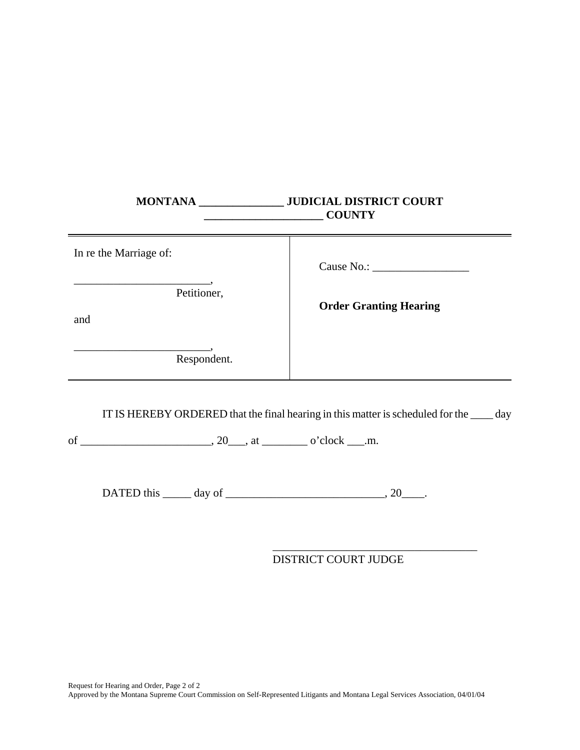**MONTANA _______________ JUDICIAL DISTRICT COURT**
**_____________________ COUNTY**

| | |
|---|---|
| In re the Marriage of:<br><br>________________________,<br>Petitioner,<br><br>and<br><br>________________________,<br>Respondent. | Cause No.: _________________<br><br>**Order Granting Hearing** |

IT IS HEREBY ORDERED that the final hearing in this matter is scheduled for the ____ day of _______________________, 20___, at ________ o'clock ___.m.

DATED this _____ day of ____________________________, 20____.

_____________________________________
DISTRICT COURT JUDGE

Request for Hearing and Order, Page 2 of 2
Approved by the Montana Supreme Court Commission on Self-Represented Litigants and Montana Legal Services Association, 04/01/04